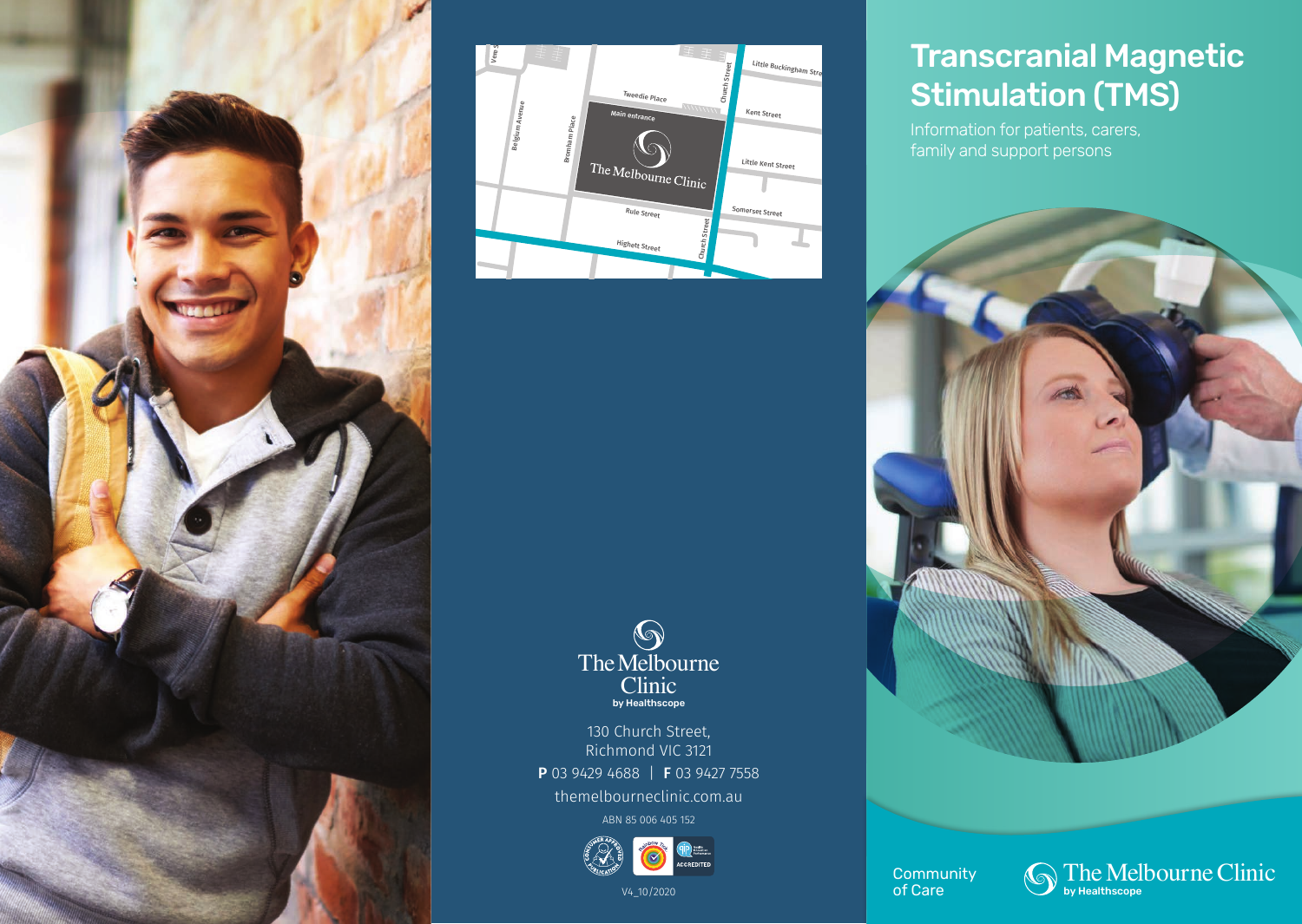# Transcranial Magnetic Stimulation (TMS)

Information for patients, carers, family and support persons

Community of Care

The Melbourne Clinic by Healthscope

---

Little Buckingham Street
Kent Street
Little Kent Street
Somerset Street
Church Street
Tweedie Place
Main entrance
The Melbourne Clinic
Belgium Avenue
Bromham Place
Rule Street
Highett Street
Vere St

The Melbourne Clinic by Healthscope

130 Church Street,
Richmond VIC 3121

**P** 03 9429 4688 | **F** 03 9427 7558

themelbourneclinic.com.au

ABN 85 006 405 152

CONSUMER APPROVED PUBLICATION

ACCREDITED

V4_10/2020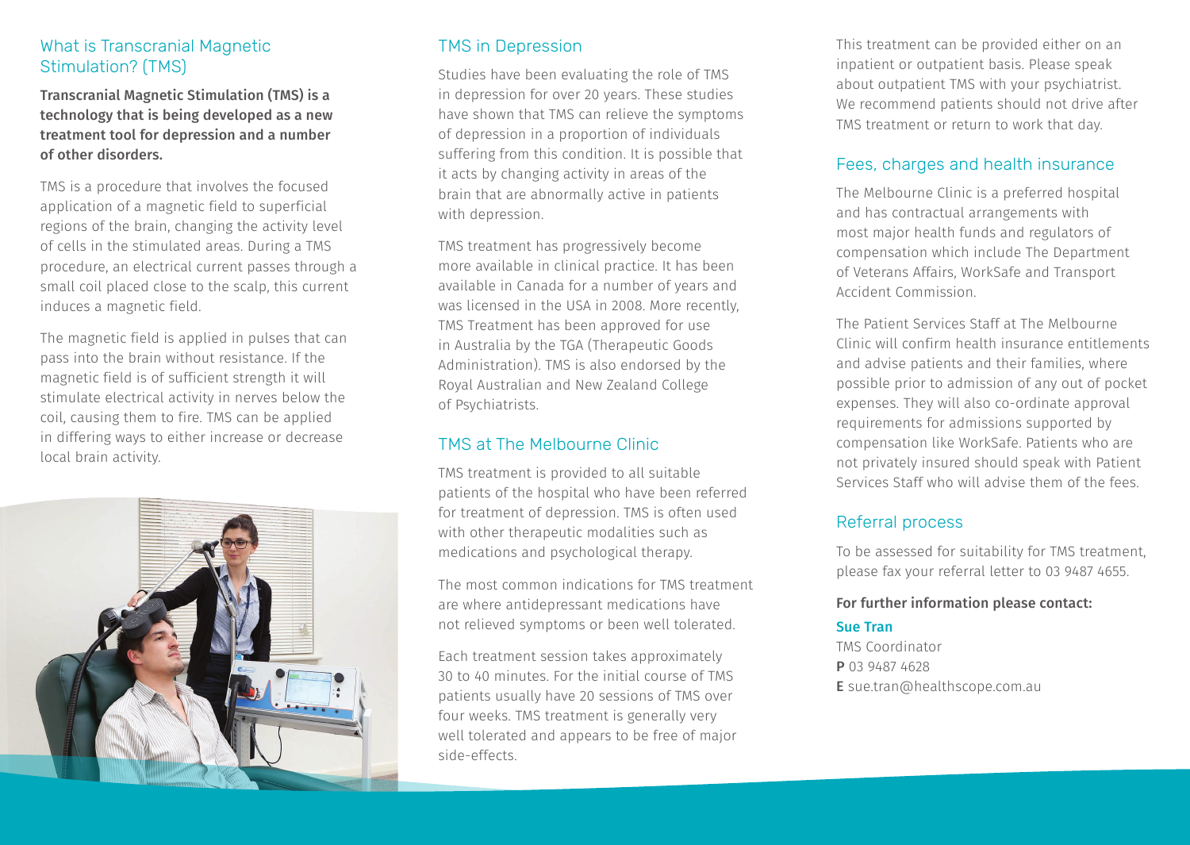## What is Transcranial Magnetic Stimulation? (TMS)

**Transcranial Magnetic Stimulation (TMS) is a technology that is being developed as a new treatment tool for depression and a number of other disorders.**

TMS is a procedure that involves the focused application of a magnetic field to superficial regions of the brain, changing the activity level of cells in the stimulated areas. During a TMS procedure, an electrical current passes through a small coil placed close to the scalp, this current induces a magnetic field.

The magnetic field is applied in pulses that can pass into the brain without resistance. If the magnetic field is of sufficient strength it will stimulate electrical activity in nerves below the coil, causing them to fire. TMS can be applied in differing ways to either increase or decrease local brain activity.

## TMS in Depression

Studies have been evaluating the role of TMS in depression for over 20 years. These studies have shown that TMS can relieve the symptoms of depression in a proportion of individuals suffering from this condition. It is possible that it acts by changing activity in areas of the brain that are abnormally active in patients with depression.

TMS treatment has progressively become more available in clinical practice. It has been available in Canada for a number of years and was licensed in the USA in 2008. More recently, TMS Treatment has been approved for use in Australia by the TGA (Therapeutic Goods Administration). TMS is also endorsed by the Royal Australian and New Zealand College of Psychiatrists.

## TMS at The Melbourne Clinic

TMS treatment is provided to all suitable patients of the hospital who have been referred for treatment of depression. TMS is often used with other therapeutic modalities such as medications and psychological therapy.

The most common indications for TMS treatment are where antidepressant medications have not relieved symptoms or been well tolerated.

Each treatment session takes approximately 30 to 40 minutes. For the initial course of TMS patients usually have 20 sessions of TMS over four weeks. TMS treatment is generally very well tolerated and appears to be free of major side-effects.

This treatment can be provided either on an inpatient or outpatient basis. Please speak about outpatient TMS with your psychiatrist. We recommend patients should not drive after TMS treatment or return to work that day.

## Fees, charges and health insurance

The Melbourne Clinic is a preferred hospital and has contractual arrangements with most major health funds and regulators of compensation which include The Department of Veterans Affairs, WorkSafe and Transport Accident Commission.

The Patient Services Staff at The Melbourne Clinic will confirm health insurance entitlements and advise patients and their families, where possible prior to admission of any out of pocket expenses. They will also co-ordinate approval requirements for admissions supported by compensation like WorkSafe. Patients who are not privately insured should speak with Patient Services Staff who will advise them of the fees.

## Referral process

To be assessed for suitability for TMS treatment, please fax your referral letter to 03 9487 4655.

**For further information please contact:**

**Sue Tran**
TMS Coordinator
**P** 03 9487 4628
**E** sue.tran@healthscope.com.au